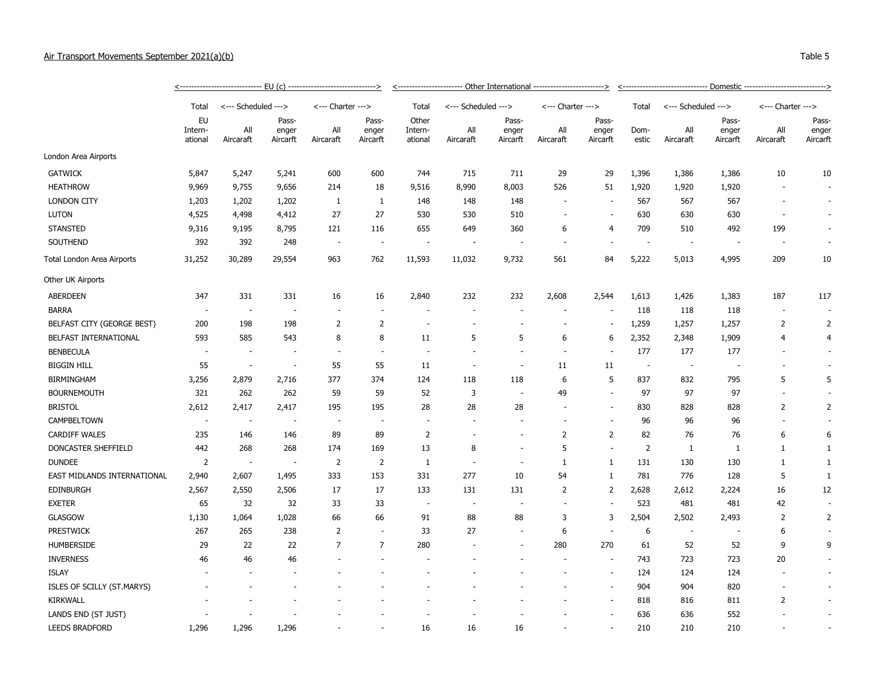Air Transport Movements September 2021(a)(b)

Table 5

| | EU (c) | | | | | Other International | | | | | Domestic | | | | |
|---|---|---|---|---|---|---|---|---|---|---|---|---|---|---|---|
| | Total | Scheduled | | Charter | | Total | Scheduled | | Charter | | Total | Scheduled | | Charter | |
| | EU International | All Aircraft | Passenger Aircraft | All Aircraft | Passenger Aircraft | Other International | All Aircraft | Passenger Aircraft | All Aircraft | Passenger Aircraft | Domestic | All Aircraft | Passenger Aircraft | All Aircraft | Passenger Aircraft |
| London Area Airports | | | | | | | | | | | | | | | |
| GATWICK | 5,847 | 5,247 | 5,241 | 600 | 600 | 744 | 715 | 711 | 29 | 29 | 1,396 | 1,386 | 1,386 | 10 | 10 |
| HEATHROW | 9,969 | 9,755 | 9,656 | 214 | 18 | 9,516 | 8,990 | 8,003 | 526 | 51 | 1,920 | 1,920 | 1,920 | - | - |
| LONDON CITY | 1,203 | 1,202 | 1,202 | 1 | 1 | 148 | 148 | 148 | - | - | 567 | 567 | 567 | - | - |
| LUTON | 4,525 | 4,498 | 4,412 | 27 | 27 | 530 | 530 | 510 | - | - | 630 | 630 | 630 | - | - |
| STANSTED | 9,316 | 9,195 | 8,795 | 121 | 116 | 655 | 649 | 360 | 6 | 4 | 709 | 510 | 492 | 199 | - |
| SOUTHEND | 392 | 392 | 248 | - | - | - | - | - | - | - | - | - | - | - | - |
| Total London Area Airports | 31,252 | 30,289 | 29,554 | 963 | 762 | 11,593 | 11,032 | 9,732 | 561 | 84 | 5,222 | 5,013 | 4,995 | 209 | 10 |
| Other UK Airports | | | | | | | | | | | | | | | |
| ABERDEEN | 347 | 331 | 331 | 16 | 16 | 2,840 | 232 | 232 | 2,608 | 2,544 | 1,613 | 1,426 | 1,383 | 187 | 117 |
| BARRA | - | - | - | - | - | - | - | - | - | - | 118 | 118 | 118 | - | - |
| BELFAST CITY (GEORGE BEST) | 200 | 198 | 198 | 2 | 2 | - | - | - | - | - | 1,259 | 1,257 | 1,257 | 2 | 2 |
| BELFAST INTERNATIONAL | 593 | 585 | 543 | 8 | 8 | 11 | 5 | 5 | 6 | 6 | 2,352 | 2,348 | 1,909 | 4 | 4 |
| BENBECULA | - | - | - | - | - | - | - | - | - | - | 177 | 177 | 177 | - | - |
| BIGGIN HILL | 55 | - | - | 55 | 55 | 11 | - | - | 11 | 11 | - | - | - | - | - |
| BIRMINGHAM | 3,256 | 2,879 | 2,716 | 377 | 374 | 124 | 118 | 118 | 6 | 5 | 837 | 832 | 795 | 5 | 5 |
| BOURNEMOUTH | 321 | 262 | 262 | 59 | 59 | 52 | 3 | - | 49 | - | 97 | 97 | 97 | - | - |
| BRISTOL | 2,612 | 2,417 | 2,417 | 195 | 195 | 28 | 28 | 28 | - | - | 830 | 828 | 828 | 2 | 2 |
| CAMPBELTOWN | - | - | - | - | - | - | - | - | - | - | 96 | 96 | 96 | - | - |
| CARDIFF WALES | 235 | 146 | 146 | 89 | 89 | 2 | - | - | 2 | 2 | 82 | 76 | 76 | 6 | 6 |
| DONCASTER SHEFFIELD | 442 | 268 | 268 | 174 | 169 | 13 | 8 | - | 5 | - | 2 | 1 | 1 | 1 | 1 |
| DUNDEE | 2 | - | - | 2 | 2 | 1 | - | - | 1 | 1 | 131 | 130 | 130 | 1 | 1 |
| EAST MIDLANDS INTERNATIONAL | 2,940 | 2,607 | 1,495 | 333 | 153 | 331 | 277 | 10 | 54 | 1 | 781 | 776 | 128 | 5 | 1 |
| EDINBURGH | 2,567 | 2,550 | 2,506 | 17 | 17 | 133 | 131 | 131 | 2 | 2 | 2,628 | 2,612 | 2,224 | 16 | 12 |
| EXETER | 65 | 32 | 32 | 33 | 33 | - | - | - | - | - | 523 | 481 | 481 | 42 | - |
| GLASGOW | 1,130 | 1,064 | 1,028 | 66 | 66 | 91 | 88 | 88 | 3 | 3 | 2,504 | 2,502 | 2,493 | 2 | 2 |
| PRESTWICK | 267 | 265 | 238 | 2 | - | 33 | 27 | - | 6 | - | 6 | - | - | 6 | - |
| HUMBERSIDE | 29 | 22 | 22 | 7 | 7 | 280 | - | - | 280 | 270 | 61 | 52 | 52 | 9 | 9 |
| INVERNESS | 46 | 46 | 46 | - | - | - | - | - | - | - | 743 | 723 | 723 | 20 | - |
| ISLAY | - | - | - | - | - | - | - | - | - | - | 124 | 124 | 124 | - | - |
| ISLES OF SCILLY (ST.MARYS) | - | - | - | - | - | - | - | - | - | - | 904 | 904 | 820 | - | - |
| KIRKWALL | - | - | - | - | - | - | - | - | - | - | 818 | 816 | 811 | 2 | - |
| LANDS END (ST JUST) | - | - | - | - | - | - | - | - | - | - | 636 | 636 | 552 | - | - |
| LEEDS BRADFORD | 1,296 | 1,296 | 1,296 | - | - | 16 | 16 | 16 | - | - | 210 | 210 | 210 | - | - |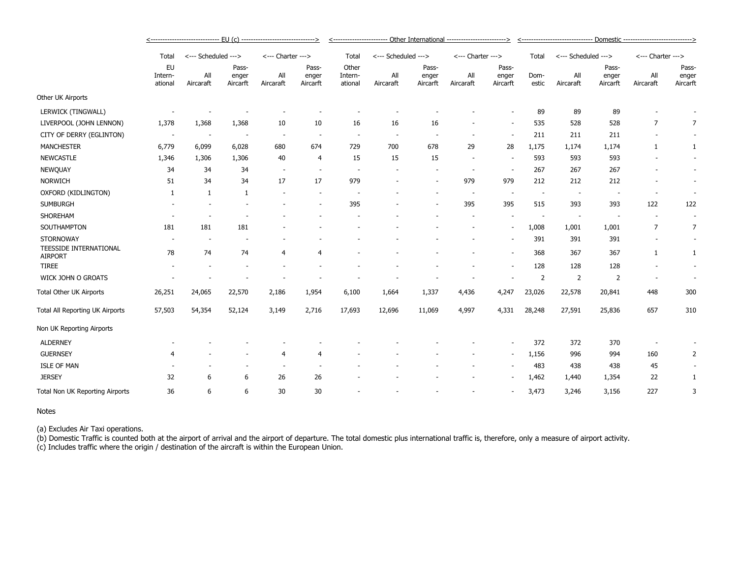| | EU (c) | | | | | Other International | | | | | Domestic | | | | |
|---|---|---|---|---|---|---|---|---|---|---|---|---|---|---|---|
| | Total | Scheduled | | Charter | | Total | Scheduled | | Charter | | Total | Scheduled | | Charter | |
| | EU International | All Aircaraft | Passenger Aircarft | All Aircaraft | Passenger Aircarft | Other International | All Aircraft | Passenger Aircraft | All Aircraft | Passenger Aircraft | Domestic | All Aircraft | Passenger Aircraft | All Aircraft | Passenger Aircraft |
| Other UK Airports | | | | | | | | | | | | | | | |
| LERWICK (TINGWALL) | - | - | - | - | - | - | - | - | - | - | 89 | 89 | 89 | - | - |
| LIVERPOOL (JOHN LENNON) | 1,378 | 1,368 | 1,368 | 10 | 10 | 16 | 16 | 16 | - | - | 535 | 528 | 528 | 7 | 7 |
| CITY OF DERRY (EGLINTON) | - | - | - | - | - | - | - | - | - | - | 211 | 211 | 211 | - | - |
| MANCHESTER | 6,779 | 6,099 | 6,028 | 680 | 674 | 729 | 700 | 678 | 29 | 28 | 1,175 | 1,174 | 1,174 | 1 | 1 |
| NEWCASTLE | 1,346 | 1,306 | 1,306 | 40 | 4 | 15 | 15 | 15 | - | - | 593 | 593 | 593 | - | - |
| NEWQUAY | 34 | 34 | 34 | - | - | - | - | - | - | - | 267 | 267 | 267 | - | - |
| NORWICH | 51 | 34 | 34 | 17 | 17 | 979 | - | - | 979 | 979 | 212 | 212 | 212 | - | - |
| OXFORD (KIDLINGTON) | 1 | 1 | 1 | - | - | - | - | - | - | - | - | - | - | - | - |
| SUMBURGH | - | - | - | - | - | 395 | - | - | 395 | 395 | 515 | 393 | 393 | 122 | 122 |
| SHOREHAM | - | - | - | - | - | - | - | - | - | - | - | - | - | - | - |
| SOUTHAMPTON | 181 | 181 | 181 | - | - | - | - | - | - | - | 1,008 | 1,001 | 1,001 | 7 | 7 |
| STORNOWAY | - | - | - | - | - | - | - | - | - | - | 391 | 391 | 391 | - | - |
| TEESSIDE INTERNATIONAL AIRPORT | 78 | 74 | 74 | 4 | 4 | - | - | - | - | - | 368 | 367 | 367 | 1 | 1 |
| TIREE | - | - | - | - | - | - | - | - | - | - | 128 | 128 | 128 | - | - |
| WICK JOHN O GROATS | - | - | - | - | - | - | - | - | - | - | 2 | 2 | 2 | - | - |
| Total Other UK Airports | 26,251 | 24,065 | 22,570 | 2,186 | 1,954 | 6,100 | 1,664 | 1,337 | 4,436 | 4,247 | 23,026 | 22,578 | 20,841 | 448 | 300 |
| Total All Reporting UK Airports | 57,503 | 54,354 | 52,124 | 3,149 | 2,716 | 17,693 | 12,696 | 11,069 | 4,997 | 4,331 | 28,248 | 27,591 | 25,836 | 657 | 310 |
| Non UK Reporting Airports | | | | | | | | | | | | | | | |
| ALDERNEY | - | - | - | - | - | - | - | - | - | - | 372 | 372 | 370 | - | - |
| GUERNSEY | 4 | - | - | 4 | 4 | - | - | - | - | - | 1,156 | 996 | 994 | 160 | 2 |
| ISLE OF MAN | - | - | - | - | - | - | - | - | - | - | 483 | 438 | 438 | 45 | - |
| JERSEY | 32 | 6 | 6 | 26 | 26 | - | - | - | - | - | 1,462 | 1,440 | 1,354 | 22 | 1 |
| Total Non UK Reporting Airports | 36 | 6 | 6 | 30 | 30 | - | - | - | - | - | 3,473 | 3,246 | 3,156 | 227 | 3 |

Notes

(a) Excludes Air Taxi operations.
(b) Domestic Traffic is counted both at the airport of arrival and the airport of departure. The total domestic plus international traffic is, therefore, only a measure of airport activity.
(c) Includes traffic where the origin / destination of the aircraft is within the European Union.